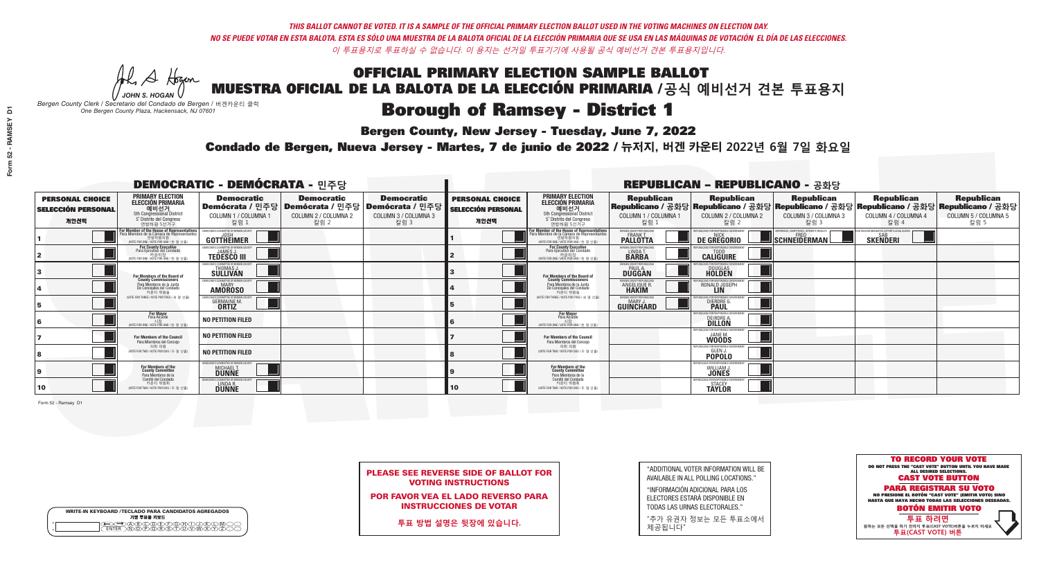*THIS BALLOT CANNOT BE VOTED. IT IS A SAMPLE OF THE OFFICIAL PRIMARY ELECTION BALLOT USED IN THE VOTING MACHINES ON ELECTION DAY.*
*NO SE PUEDE VOTAR EN ESTA BALOTA. ESTA ES SÓLO UNA MUESTRA DE LA BALOTA OFICIAL DE LA ELECCIÓN PRIMARIA QUE SE USA EN LAS MÁQUINAS DE VOTACIÓN EL DÍA DE LAS ELECCIONES.*
*이 투표용지로 투표하실 수 없습니다. 이 용지는 선거일 투표기기에 사용될 공식 예비선거 견본 투표용지입니다.*

JOHN S. HOGAN
*Bergen County Clerk / Secretario del Condado de Bergen / 버겐카운티 클럭*
*One Bergen County Plaza, Hackensack, NJ 07601*

# OFFICIAL PRIMARY ELECTION SAMPLE BALLOT
# MUESTRA OFICIAL DE LA BALOTA DE LA ELECCIÓN PRIMARIA / 공식 예비선거 견본 투표용지

## Borough of Ramsey - District 1

**Bergen County, New Jersey - Tuesday, June 7, 2022**

**Condado de Bergen, Nueva Jersey - Martes, 7 de junio de 2022 / 뉴저지, 버겐 카운티 2022년 6월 7일 화요일**

### DEMOCRATIC - DEMÓCRATA - 민주당

| PERSONAL CHOICE / SELECCIÓN PERSONAL / 개인선택 | PRIMARY ELECTION / ELECCIÓN PRIMARIA / 예비선거 (5th Congressional District / 5° Distrito del Congreso / 연방하원 5선거구) | Democratic / Demócrata / 민주당 COLUMN 1 / COLUMNA 1 / 칼럼 1 | Democratic / Demócrata / 민주당 COLUMN 2 / COLUMNA 2 / 칼럼 2 | Democratic / Demócrata / 민주당 COLUMN 3 / COLUMNA 3 / 칼럼 3 |
|---|---|---|---|---|
| 1 | For Member of the House of Representatives / Para Miembro de la Cámara de Representantes / 연방하원의원 (VOTE FOR ONE / VOTE POR UNO / 한 명 선출) | JOSH GOTTHEIMER | | |
| 2 | For County Executive / Para Ejecutivo del Condado / 카운티장 (VOTE FOR ONE / VOTE POR UNO / 한 명 선출) | JAMES J. TEDESCO III | | |
| 3 | For Members of the Board of County Commissioners / Para Miembros de la Junta De Concejales del Condado / 카운티 위원들 (VOTE FOR THREE / VOTE POR TRES / 세 명 선출) | THOMAS J. SULLIVAN | | |
| 4 | | MARY AMOROSO | | |
| 5 | | GERMAINE M. ORTIZ | | |
| 6 | For Mayor / Para Alcalde / 시장 (VOTE FOR ONE / VOTE POR UNO / 한 명 선출) | NO PETITION FILED | | |
| 7 | For Members of the Council / Para Miembros del Concejo / 의회 의원 (VOTE FOR TWO / VOTE POR DOS / 두 명 선출) | NO PETITION FILED | | |
| 8 | | NO PETITION FILED | | |
| 9 | For Members of the County Committee / Para Miembros de la Comité del Condado / 카운티 위원회 (VOTE FOR TWO / VOTE POR DOS / 두 명 선출) | MICHAEL T. DUNNE | | |
| 10 | | LINDA R. DUNNE | | |

### REPUBLICAN - REPUBLICANO - 공화당

| PERSONAL CHOICE / SELECCIÓN PERSONAL / 개인선택 | PRIMARY ELECTION / ELECCIÓN PRIMARIA / 예비선거 (5th Congressional District / 5° Distrito del Congreso / 연방하원 5선거구) | Republican / Republicano / 공화당 COLUMN 1 / COLUMNA 1 / 칼럼 1 | Republican / Republicano / 공화당 COLUMN 2 / COLUMNA 2 / 칼럼 2 | Republican / Republicano / 공화당 COLUMN 3 / COLUMNA 3 / 칼럼 3 | Republican / Republicano / 공화당 COLUMN 4 / COLUMNA 4 / 칼럼 4 | Republican / Republicano / 공화당 COLUMN 5 / COLUMNA 5 / 칼럼 5 |
|---|---|---|---|---|---|---|
| 1 | For Member of the House of Representatives / Para Miembro de la Cámara de Representantes / 연방하원의원 (VOTE FOR ONE / VOTE POR UNO / 한 명 선출) | FRANK T. PALLOTTA | NICK DE GREGORIO | FRED SCHNEIDERMAN | SAB SKENDERI | |
| 2 | For County Executive / Para Ejecutivo del Condado / 카운티장 (VOTE FOR ONE / VOTE POR UNO / 한 명 선출) | LINDA T. BARBA | TODD CALIGUIRE | | | |
| 3 | For Members of the Board of County Commissioners / Para Miembros de la Junta De Concejales del Condado / 카운티 위원들 (VOTE FOR THREE / VOTE POR TRES / 세 명 선출) | PAUL A. DUGGAN | DOUGLAS HOLDEN | | | |
| 4 | | ANGELIQUE R. HAKIM | RONALD JOSEPH LIN | | | |
| 5 | | MARY J. GUINCHARD | DIERDRE G. PAUL | | | |
| 6 | For Mayor / Para Alcalde / 시장 (VOTE FOR ONE / VOTE POR UNO / 한 명 선출) | | DEIRDRE A. DILLON | | | |
| 7 | For Members of the Council / Para Miembros del Concejo / 의회 의원 (VOTE FOR TWO / VOTE POR DOS / 두 명 선출) | | JANE M. WOODS | | | |
| 8 | | | GLEN J. POPOLO | | | |
| 9 | For Members of the County Committee / Para Miembros de la Comité del Condado / 카운티 위원회 (VOTE FOR TWO / VOTE POR DOS / 두 명 선출) | | WILLIAM J. JONES | | | |
| 10 | | | STACEY TAYLOR | | | |

Form 52 - Ramsey D1

**PLEASE SEE REVERSE SIDE OF BALLOT FOR VOTING INSTRUCTIONS**

**POR FAVOR VEA EL LADO REVERSO PARA INSTRUCCIONES DE VOTAR**

**투표 방법 설명은 뒷장에 있습니다.**

"ADDITIONAL VOTER INFORMATION WILL BE AVAILABLE IN ALL POLLING LOCATIONS."

"INFORMACIÓN ADICIONAL PARA LOS ELECTORES ESTARÁ DISPONIBLE EN TODAS LAS URNAS ELECTORALES."

"추가 유권자 정보는 모든 투표소에서 제공됩니다"

WRITE-IN KEYBOARD /TECLADO PARA CANDIDATOS AGREGADOS
기명 투표용 키보드

**TO RECORD YOUR VOTE**
DO NOT PRESS THE "CAST VOTE" BUTTON UNTIL YOU HAVE MADE ALL DESIRED SELECTIONS.
**CAST VOTE BUTTON**

**PARA REGISTRAR SU VOTO**
NO PRESIONE EL BOTÓN "CAST VOTE" (EMITIR VOTO) SINO HASTA QUE HAYA HECHO TODAS LAS SELECCIONES DESEADAS.
**BOTÓN EMITIR VOTO**

**투표 하려면**
원하는 모든 선택을 하기 전까지 투표(CAST VOTE)버튼을 누르지 마세요
**투표(CAST VOTE) 버튼**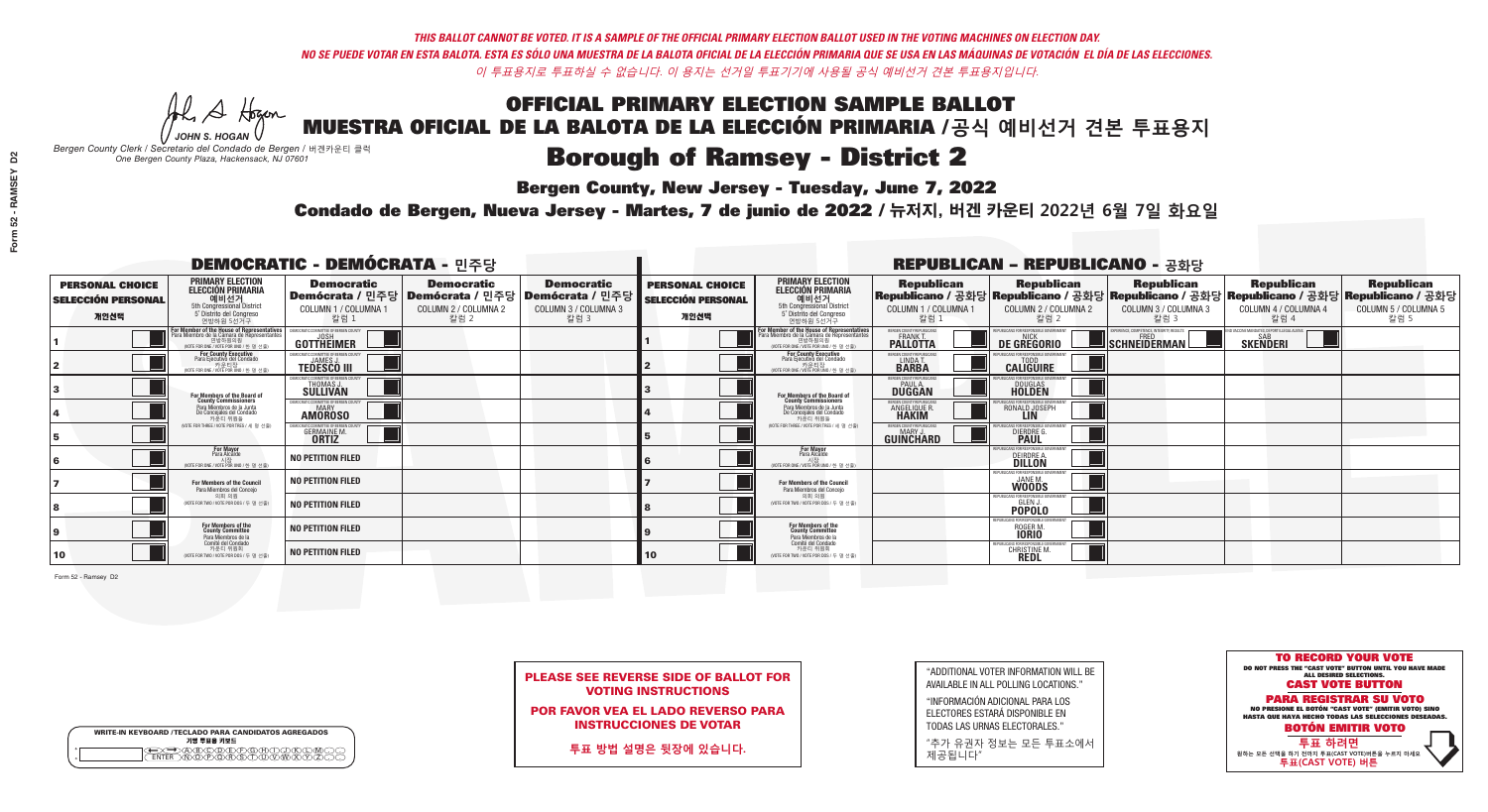*THIS BALLOT CANNOT BE VOTED. IT IS A SAMPLE OF THE OFFICIAL PRIMARY ELECTION BALLOT USED IN THE VOTING MACHINES ON ELECTION DAY.*
*NO SE PUEDE VOTAR EN ESTA BALOTA. ESTA ES SÓLO UNA MUESTRA DE LA BALOTA OFICIAL DE LA ELECCIÓN PRIMARIA QUE SE USA EN LAS MÁQUINAS DE VOTACIÓN EL DÍA DE LAS ELECCIONES.*
*이 투표용지로 투표하실 수 없습니다. 이 용지는 선거일 투표기기에 사용될 공식 예비선거 견본 투표용지입니다.*

JOHN S. HOGAN
Bergen County Clerk / Secretario del Condado de Bergen / 버겐카운티 클럭
One Bergen County Plaza, Hackensack, NJ 07601

# OFFICIAL PRIMARY ELECTION SAMPLE BALLOT
# MUESTRA OFICIAL DE LA BALOTA DE LA ELECCIÓN PRIMARIA /공식 예비선거 견본 투표용지

## Borough of Ramsey - District 2

**Bergen County, New Jersey - Tuesday, June 7, 2022**

**Condado de Bergen, Nueva Jersey - Martes, 7 de junio de 2022 / 뉴저지, 버겐 카운티 2022년 6월 7일 화요일**

### DEMOCRATIC - DEMÓCRATA - 민주당

| PERSONAL CHOICE / SELECCIÓN PERSONAL / 개인선택 | PRIMARY ELECTION / ELECCIÓN PRIMARIA / 예비선거 | Democratic / Demócrata / 민주당 COLUMN 1 / COLUMNA 1 / 칼럼 1 | Democratic / Demócrata / 민주당 COLUMN 2 / COLUMNA 2 / 칼럼 2 | Democratic / Demócrata / 민주당 COLUMN 3 / COLUMNA 3 / 칼럼 3 |
|---|---|---|---|---|
| 1 | For Member of the House of Representatives / Para Miembro de la Cámara de Representantes / 연방하원의원 (5th Congressional District / 5° Distrito del Congreso / 연방하원 5선거구) (VOTE FOR ONE / VOTE POR UNO / 한 명 선출) | JOSH GOTTHEIMER | | |
| 2 | For County Executive / Para Ejecutivo del Condado / 카운티장 (VOTE FOR ONE / VOTE POR UNO / 한 명 선출) | JAMES J. TEDESCO III | | |
| 3 | For Members of the Board of County Commissioners / Para Miembros de la Junta De Concejales del Condado / 카운티 위원들 (VOTE FOR THREE / VOTE POR TRES / 세 명 선출) | THOMAS J. SULLIVAN | | |
| 4 | | MARY AMOROSO | | |
| 5 | | GERMAINE M. ORTIZ | | |
| 6 | For Mayor / Para Alcalde / 시장 (VOTE FOR ONE / VOTE POR UNO / 한 명 선출) | NO PETITION FILED | | |
| 7 | For Members of the Council / Para Miembros del Concejo / 의회 의원 (VOTE FOR TWO / VOTE POR DOS / 두 명 선출) | NO PETITION FILED | | |
| 8 | | NO PETITION FILED | | |
| 9 | For Members of the County Committee / Para Miembros de la Comité del Condado / 카운티 위원회 (VOTE FOR TWO / VOTE POR DOS / 두 명 선출) | NO PETITION FILED | | |
| 10 | | NO PETITION FILED | | |

### REPUBLICAN - REPUBLICANO - 공화당

| PERSONAL CHOICE / SELECCIÓN PERSONAL / 개인선택 | PRIMARY ELECTION / ELECCIÓN PRIMARIA / 예비선거 | Republican / Republicano / 공화당 COLUMN 1 / COLUMNA 1 / 칼럼 1 | Republican / Republicano / 공화당 COLUMN 2 / COLUMNA 2 / 칼럼 2 | Republican / Republicano / 공화당 COLUMN 3 / COLUMNA 3 / 칼럼 3 | Republican / Republicano / 공화당 COLUMN 4 / COLUMNA 4 / 칼럼 4 | Republican / Republicano / 공화당 COLUMN 5 / COLUMNA 5 / 칼럼 5 |
|---|---|---|---|---|---|---|
| 1 | For Member of the House of Representatives / Para Miembro de la Cámara de Representantes / 연방하원의원 (5th Congressional District / 5° Distrito del Congreso / 연방하원 5선거구) (VOTE FOR ONE / VOTE POR UNO / 한 명 선출) | FRANK T. PALLOTTA | NICK DE GREGORIO | FRED SCHNEIDERMAN | SAB SKENDERI | |
| 2 | For County Executive / Para Ejecutivo del Condado / 카운티장 (VOTE FOR ONE / VOTE POR UNO / 한 명 선출) | LINDA T. BARBA | TODD CALIGUIRE | | | |
| 3 | For Members of the Board of County Commissioners / Para Miembros de la Junta De Concejales del Condado / 카운티 위원들 (VOTE FOR THREE / VOTE POR TRES / 세 명 선출) | PAUL A. DUGGAN | DOUGLAS HOLDEN | | | |
| 4 | | ANGELIQUE R. HAKIM | RONALD JOSEPH LIN | | | |
| 5 | | MARY J. GUINCHARD | DIERDRE G. PAUL | | | |
| 6 | For Mayor / Para Alcalde / 시장 (VOTE FOR ONE / VOTE POR UNO / 한 명 선출) | | DEIRDRE A. DILLON | | | |
| 7 | For Members of the Council / Para Miembros del Concejo / 의회 의원 (VOTE FOR TWO / VOTE POR DOS / 두 명 선출) | | JANE M. WOODS | | | |
| 8 | | | GLEN J. POPOLO | | | |
| 9 | For Members of the County Committee / Para Miembros de la Comité del Condado / 카운티 위원회 (VOTE FOR TWO / VOTE POR DOS / 두 명 선출) | | ROGER M. IORIO | | | |
| 10 | | | CHRISTINE M. REDL | | | |

Form 52 - Ramsey D2

**PLEASE SEE REVERSE SIDE OF BALLOT FOR VOTING INSTRUCTIONS**

**POR FAVOR VEA EL LADO REVERSO PARA INSTRUCCIONES DE VOTAR**

**투표 방법 설명은 뒷장에 있습니다.**

"ADDITIONAL VOTER INFORMATION WILL BE AVAILABLE IN ALL POLLING LOCATIONS."

"INFORMACIÓN ADICIONAL PARA LOS ELECTORES ESTARÁ DISPONIBLE EN TODAS LAS URNAS ELECTORALES."

"추가 유권자 정보는 모든 투표소에서 제공됩니다"

WRITE-IN KEYBOARD /TECLADO PARA CANDIDATOS AGREGADOS
기명 투표용 키보드

**TO RECORD YOUR VOTE**
DO NOT PRESS THE "CAST VOTE" BUTTON UNTIL YOU HAVE MADE ALL DESIRED SELECTIONS.
**CAST VOTE BUTTON**

**PARA REGISTRAR SU VOTO**
NO PRESIONE EL BOTÓN "CAST VOTE" (EMITIR VOTO) SINO HASTA QUE HAYA HECHO TODAS LAS SELECCIONES DESEADAS.
**BOTÓN EMITIR VOTO**

**투표 하려면**
원하는 모든 선택을 하기 전까지 투표(CAST VOTE)버튼을 누르지 마세요
**투표(CAST VOTE) 버튼**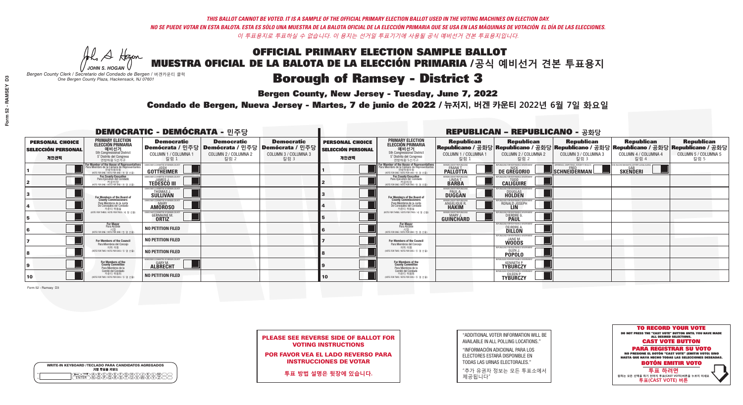*THIS BALLOT CANNOT BE VOTED. IT IS A SAMPLE OF THE OFFICIAL PRIMARY ELECTION BALLOT USED IN THE VOTING MACHINES ON ELECTION DAY.*
*NO SE PUEDE VOTAR EN ESTA BALOTA. ESTA ES SÓLO UNA MUESTRA DE LA BALOTA OFICIAL DE LA ELECCIÓN PRIMARIA QUE SE USA EN LAS MÁQUINAS DE VOTACIÓN EL DÍA DE LAS ELECCIONES.*
*이 투표용지로 투표하실 수 없습니다. 이 용지는 선거일 투표기기에 사용될 공식 예비선거 견본 투표용지입니다.*

JOHN S. HOGAN
*Bergen County Clerk / Secretario del Condado de Bergen / 버겐카운티 클럭*
*One Bergen County Plaza, Hackensack, NJ 07601*

# OFFICIAL PRIMARY ELECTION SAMPLE BALLOT
# MUESTRA OFICIAL DE LA BALOTA DE LA ELECCIÓN PRIMARIA /공식 예비선거 견본 투표용지
# Borough of Ramsey - District 3

**Bergen County, New Jersey - Tuesday, June 7, 2022**

**Condado de Bergen, Nueva Jersey - Martes, 7 de junio de 2022 / 뉴저지, 버겐 카운티 2022년 6월 7일 화요일**

## DEMOCRATIC - DEMÓCRATA - 민주당

| PERSONAL CHOICE / SELECCIÓN PERSONAL / 개인선택 | PRIMARY ELECTION / ELECCIÓN PRIMARIA / 예비선거 | Democratic / Demócrata / 민주당 COLUMN 1 / COLUMNA 1 / 칼럼 1 | Democratic / Demócrata / 민주당 COLUMN 2 / COLUMNA 2 / 칼럼 2 | Democratic / Demócrata / 민주당 COLUMN 3 / COLUMNA 3 / 칼럼 3 |
|---|---|---|---|---|
| 1 | For Member of the House of Representatives / Para Miembro de la Cámara de Representantes / 연방하원의원 (5th Congressional District / 5° Distrito del Congreso / 연방하원 5선거구) (VOTE FOR ONE / VOTE POR UNO / 한 명 선출) | JOSH GOTTHEIMER | | |
| 2 | For County Executive / Para Ejecutivo del Condado / 카운티장 (VOTE FOR ONE / VOTE POR UNO / 한 명 선출) | JAMES J. TEDESCO III | | |
| 3 | For Members of the Board of County Commissioners / Para Miembros de la Junta De Concejales del Condado / 카운티 위원들 (VOTE FOR THREE / VOTE POR TRES / 세 명 선출) | THOMAS J. SULLIVAN | | |
| 4 | | MARY AMOROSO | | |
| 5 | | GERMAINE M. ORTIZ | | |
| 6 | For Mayor / Para Alcalde / 시장 (VOTE FOR ONE / VOTE POR UNO / 한 명 선출) | NO PETITION FILED | | |
| 7 | For Members of the Council / Para Miembros del Concejo / 의회 의원 (VOTE FOR TWO / VOTE POR DOS / 두 명 선출) | NO PETITION FILED | | |
| 8 | | NO PETITION FILED | | |
| 9 | For Members of the County Committee / Para Miembros de la Comité del Condado / 카운티 위원회 (VOTE FOR TWO / VOTE POR DOS / 두 명 선출) | GARY M. ALBRECHT | | |
| 10 | | NO PETITION FILED | | |

## REPUBLICAN - REPUBLICANO - 공화당

| PERSONAL CHOICE / SELECCIÓN PERSONAL / 개인선택 | PRIMARY ELECTION / ELECCIÓN PRIMARIA / 예비선거 | Republican / Republicano / 공화당 COLUMN 1 / COLUMNA 1 / 칼럼 1 | Republican / Republicano / 공화당 COLUMN 2 / COLUMNA 2 / 칼럼 2 | Republican / Republicano / 공화당 COLUMN 3 / COLUMNA 3 / 칼럼 3 | Republican / Republicano / 공화당 COLUMN 4 / COLUMNA 4 / 칼럼 4 | Republican / Republicano / 공화당 COLUMN 5 / COLUMNA 5 / 칼럼 5 |
|---|---|---|---|---|---|---|
| 1 | For Member of the House of Representatives / Para Miembro de la Cámara de Representantes / 연방하원의원 (5th Congressional District / 5° Distrito del Congreso / 연방하원 5선거구) (VOTE FOR ONE / VOTE POR UNO / 한 명 선출) | FRANK T. PALLOTTA | NICK DE GREGORIO | FRED SCHNEIDERMAN | SAB SKENDERI | |
| 2 | For County Executive / Para Ejecutivo del Condado / 카운티장 (VOTE FOR ONE / VOTE POR UNO / 한 명 선출) | LINDA T. BARBA | TODD CALIGUIRE | | | |
| 3 | For Members of the Board of County Commissioners / Para Miembros de la Junta De Concejales del Condado / 카운티 위원들 (VOTE FOR THREE / VOTE POR TRES / 세 명 선출) | PAUL A. DUGGAN | DOUGLAS HOLDEN | | | |
| 4 | | ANGELIQUE R. HAKIM | RONALD JOSEPH LIN | | | |
| 5 | | MARY J. GUINCHARD | DIERDRE G. PAUL | | | |
| 6 | For Mayor / Para Alcalde / 시장 (VOTE FOR ONE / VOTE POR UNO / 한 명 선출) | | DEIRDRE A. DILLON | | | |
| 7 | For Members of the Council / Para Miembros del Concejo / 의회 의원 (VOTE FOR TWO / VOTE POR DOS / 두 명 선출) | | JANE M. WOODS | | | |
| 8 | | | GLEN J. POPOLO | | | |
| 9 | For Members of the County Committee / Para Miembros de la Comité del Condado / 카운티 위원회 (VOTE FOR TWO / VOTE POR DOS / 두 명 선출) | | KENNETH P. TYBURCZY | | | |
| 10 | | | EILEEN P. TYBURCZY | | | |

**PLEASE SEE REVERSE SIDE OF BALLOT FOR VOTING INSTRUCTIONS**

**POR FAVOR VEA EL LADO REVERSO PARA INSTRUCCIONES DE VOTAR**

**투표 방법 설명은 뒷장에 있습니다.**

"ADDITIONAL VOTER INFORMATION WILL BE AVAILABLE IN ALL POLLING LOCATIONS."

"INFORMACIÓN ADICIONAL PARA LOS ELECTORES ESTARÁ DISPONIBLE EN TODAS LAS URNAS ELECTORALES."

"추가 유권자 정보는 모든 투표소에서 제공됩니다"

WRITE-IN KEYBOARD /TECLADO PARA CANDIDATOS AGREGADOS
기명 투표용 키보드

**TO RECORD YOUR VOTE**
DO NOT PRESS THE "CAST VOTE" BUTTON UNTIL YOU HAVE MADE ALL DESIRED SELECTIONS.
**CAST VOTE BUTTON**

**PARA REGISTRAR SU VOTO**
NO PRESIONE EL BOTÓN "CAST VOTE" (EMITIR VOTO) SINO HASTA QUE HAYA HECHO TODAS LAS SELECCIONES DESEADAS.
**BOTÓN EMITIR VOTO**

**투표 하려면**
원하는 모든 선택을 하기 전까지 투표(CAST VOTE)버튼을 누르지 마세요.
**투표(CAST VOTE) 버튼**

Form 52 - Ramsey D3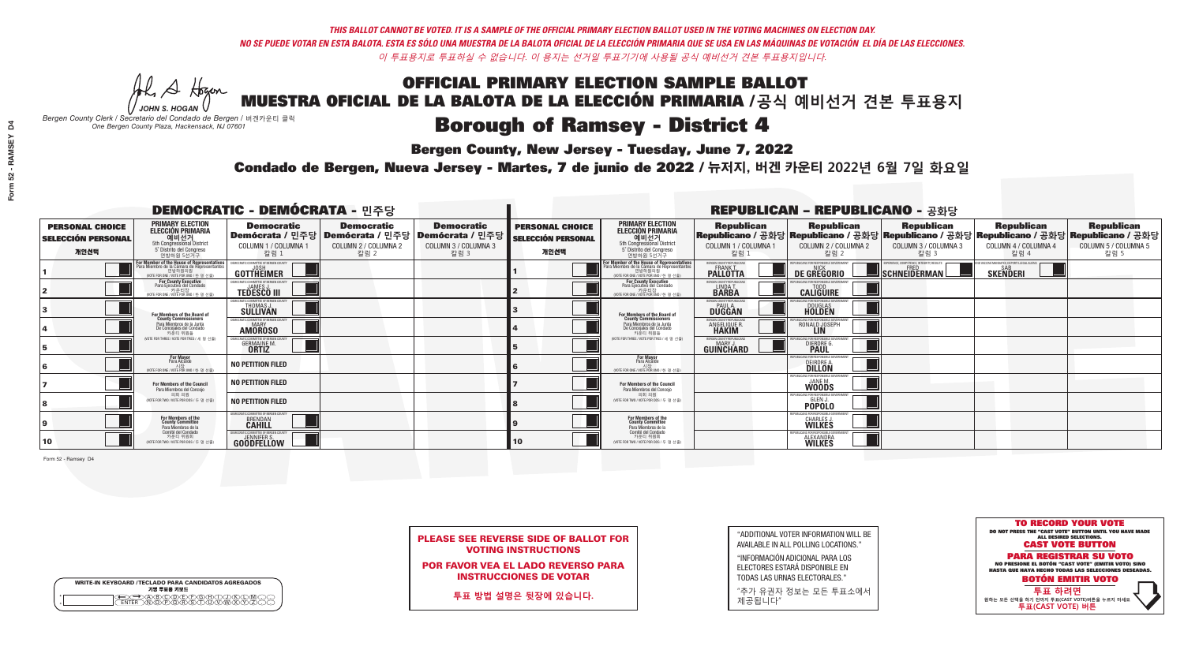THIS BALLOT CANNOT BE VOTED. IT IS A SAMPLE OF THE OFFICIAL PRIMARY ELECTION BALLOT USED IN THE VOTING MACHINES ON ELECTION DAY.
NO SE PUEDE VOTAR EN ESTA BALOTA. ESTA ES SÓLO UNA MUESTRA DE LA BALOTA OFICIAL DE LA ELECCIÓN PRIMARIA QUE SE USA EN LAS MÁQUINAS DE VOTACIÓN EL DÍA DE LAS ELECCIONES.
이 투표용지로 투표하실 수 없습니다. 이 용지는 선거일 투표기기에 사용될 공식 예비선거 견본 투표용지입니다.

JOHN S. HOGAN
Bergen County Clerk / Secretario del Condado de Bergen / 버겐카운티 클럭
One Bergen County Plaza, Hackensack, NJ 07601

# OFFICIAL PRIMARY ELECTION SAMPLE BALLOT
# MUESTRA OFICIAL DE LA BALOTA DE LA ELECCIÓN PRIMARIA / 공식 예비선거 견본 투표용지
## Borough of Ramsey - District 4

**Bergen County, New Jersey - Tuesday, June 7, 2022**

**Condado de Bergen, Nueva Jersey - Martes, 7 de junio de 2022 / 뉴저지, 버겐 카운티 2022년 6월 7일 화요일**

### DEMOCRATIC - DEMÓCRATA - 민주당

| PERSONAL CHOICE / SELECCIÓN PERSONAL / 개인선택 | PRIMARY ELECTION / ELECCIÓN PRIMARIA / 예비선거 | Democratic / Demócrata / 민주당 COLUMN 1 / COLUMNA 1 / 칼럼 1 | Democratic / Demócrata / 민주당 COLUMN 2 / COLUMNA 2 / 칼럼 2 | Democratic / Demócrata / 민주당 COLUMN 3 / COLUMNA 3 / 칼럼 3 |
|---|---|---|---|---|
| 1 | For Member of the House of Representatives / Para Miembro de la Cámara de Representantes / 연방하원의원 (5th Congressional District) (VOTE FOR ONE / VOTE POR UNO / 한 명 선출) | JOSH GOTTHEIMER | | |
| 2 | For County Executive / Para Ejecutivo del Condado / 카운티장 (VOTE FOR ONE / VOTE POR UNO / 한 명 선출) | JAMES J. TEDESCO III | | |
| 3 | For Members of the Board of County Commissioners / Para Miembros de la Junta De Concejales del Condado / 카운티 위원들 (VOTE FOR THREE / VOTE POR TRES / 세 명 선출) | THOMAS J. SULLIVAN | | |
| 4 | | MARY AMOROSO | | |
| 5 | | GERMAINE M. ORTIZ | | |
| 6 | For Mayor / Para Alcalde / 시장 (VOTE FOR ONE / VOTE POR UNO / 한 명 선출) | NO PETITION FILED | | |
| 7 | For Members of the Council / Para Miembros del Concejo / 의회 의원 (VOTE FOR TWO / VOTE POR DOS / 두 명 선출) | NO PETITION FILED | | |
| 8 | | NO PETITION FILED | | |
| 9 | For Members of the County Committee / Para Miembros de la Comité del Condado / 카운티 위원회 (VOTE FOR TWO / VOTE POR DOS / 두 명 선출) | BRENDAN CAHILL | | |
| 10 | | JENNIFER S. GOODFELLOW | | |

### REPUBLICAN - REPUBLICANO - 공화당

| PERSONAL CHOICE / SELECCIÓN PERSONAL / 개인선택 | PRIMARY ELECTION / ELECCIÓN PRIMARIA / 예비선거 | Republican / Republicano / 공화당 COLUMN 1 / COLUMNA 1 / 칼럼 1 | Republican / Republicano / 공화당 COLUMN 2 / COLUMNA 2 / 칼럼 2 | Republican / Republicano / 공화당 COLUMN 3 / COLUMNA 3 / 칼럼 3 | Republican / Republicano / 공화당 COLUMN 4 / COLUMNA 4 / 칼럼 4 | Republican / Republicano / 공화당 COLUMN 5 / COLUMNA 5 / 칼럼 5 |
|---|---|---|---|---|---|---|
| 1 | For Member of the House of Representatives / Para Miembro de la Cámara de Representantes / 연방하원의원 (5th Congressional District) (VOTE FOR ONE / VOTE POR UNO / 한 명 선출) | FRANK T. PALLOTTA | NICK DE GREGORIO | FRED SCHNEIDERMAN | SAB SKENDERI | |
| 2 | For County Executive / Para Ejecutivo del Condado / 카운티장 (VOTE FOR ONE / VOTE POR UNO / 한 명 선출) | LINDA T. BARBA | TODD CALIGUIRE | | | |
| 3 | For Members of the Board of County Commissioners / Para Miembros de la Junta De Concejales del Condado / 카운티 위원들 (VOTE FOR THREE / VOTE POR TRES / 세 명 선출) | PAUL A. DUGGAN | DOUGLAS HOLDEN | | | |
| 4 | | ANGELIQUE R. HAKIM | RONALD JOSEPH LIN | | | |
| 5 | | MARY J. GUINCHARD | DIERDRE G. PAUL | | | |
| 6 | For Mayor / Para Alcalde / 시장 (VOTE FOR ONE / VOTE POR UNO / 한 명 선출) | | DEIRDRE A. DILLON | | | |
| 7 | For Members of the Council / Para Miembros del Concejo / 의회 의원 (VOTE FOR TWO / VOTE POR DOS / 두 명 선출) | | JANE M. WOODS | | | |
| 8 | | | GLEN J. POPOLO | | | |
| 9 | For Members of the County Committee / Para Miembros de la Comité del Condado / 카운티 위원회 (VOTE FOR TWO / VOTE POR DOS / 두 명 선출) | | CHARLES J. WILKES | | | |
| 10 | | | ALEXANDRA WILKES | | | |

Form 52 - Ramsey D4

**PLEASE SEE REVERSE SIDE OF BALLOT FOR VOTING INSTRUCTIONS**

**POR FAVOR VEA EL LADO REVERSO PARA INSTRUCCIONES DE VOTAR**

**투표 방법 설명은 뒷장에 있습니다.**

"ADDITIONAL VOTER INFORMATION WILL BE AVAILABLE IN ALL POLLING LOCATIONS."

"INFORMACIÓN ADICIONAL PARA LOS ELECTORES ESTARÁ DISPONIBLE EN TODAS LAS URNAS ELECTORALES."

"추가 유권자 정보는 모든 투표소에서 제공됩니다"

WRITE-IN KEYBOARD /TECLADO PARA CANDIDATOS AGREGADOS
기명 투표용 키보드

**TO RECORD YOUR VOTE**
DO NOT PRESS THE "CAST VOTE" BUTTON UNTIL YOU HAVE MADE ALL DESIRED SELECTIONS.
**CAST VOTE BUTTON**
**PARA REGISTRAR SU VOTO**
NO PRESIONE EL BOTÓN "CAST VOTE" (EMITIR VOTO) SINO HASTA QUE HAYA HECHO TODAS LAS SELECCIONES DESEADAS.
**BOTÓN EMITIR VOTO**
**투표 하려면**
원하는 모든 선택을 하기 전까지 투표(CAST VOTE)버튼을 누르지 마세요
**투표(CAST VOTE) 버튼**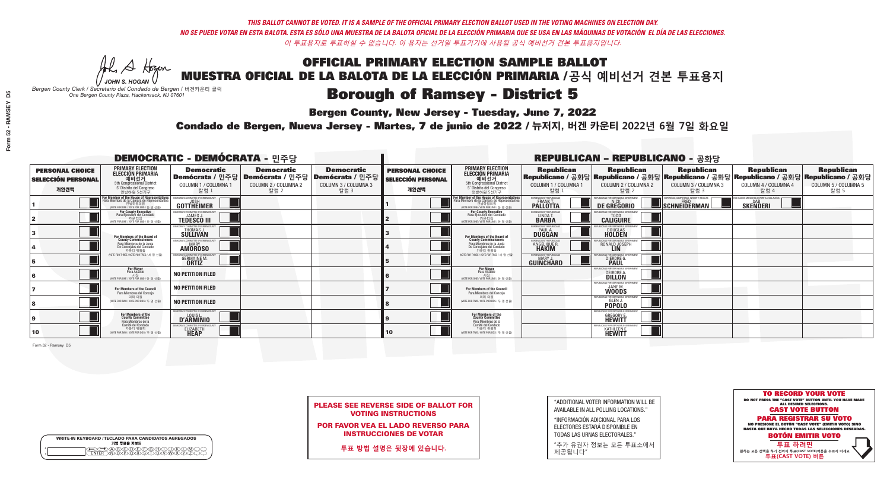*THIS BALLOT CANNOT BE VOTED. IT IS A SAMPLE OF THE OFFICIAL PRIMARY ELECTION BALLOT USED IN THE VOTING MACHINES ON ELECTION DAY.*
*NO SE PUEDE VOTAR EN ESTA BALOTA. ESTA ES SÓLO UNA MUESTRA DE LA BALOTA OFICIAL DE LA ELECCIÓN PRIMARIA QUE SE USAN EN LAS MÁQUINAS DE VOTACIÓN EL DÍA DE LAS ELECCIONES.*
*이 투표용지로 투표하실 수 없습니다. 이 용지는 선거일 투표기기에 사용될 공식 예비선거 견본 투표용지입니다.*

JOHN S. HOGAN
Bergen County Clerk / Secretario del Condado de Bergen / 버겐카운티 클럭
One Bergen County Plaza, Hackensack, NJ 07601

# OFFICIAL PRIMARY ELECTION SAMPLE BALLOT
# MUESTRA OFICIAL DE LA BALOTA DE LA ELECCIÓN PRIMARIA / 공식 예비선거 견본 투표용지

## Borough of Ramsey - District 5

**Bergen County, New Jersey - Tuesday, June 7, 2022**

**Condado de Bergen, Nueva Jersey - Martes, 7 de junio de 2022 / 뉴저지, 버겐 카운티 2022년 6월 7일 화요일**

### DEMOCRATIC - DEMÓCRATA - 민주당

| PERSONAL CHOICE / SELECCIÓN PERSONAL / 개인선택 | PRIMARY ELECTION / ELECCIÓN PRIMARIA / 예비선거 | Democratic / Demócrata / 민주당 COLUMN 1 / COLUMNA 1 / 칼럼 1 | Democratic / Demócrata / 민주당 COLUMN 2 / COLUMNA 2 / 칼럼 2 | Democratic / Demócrata / 민주당 COLUMN 3 / COLUMNA 3 / 칼럼 3 |
|---|---|---|---|---|
| 1 | For Member of the House of Representatives / Para Miembro de la Cámara de Representantes / 연방하원의원 (5th Congressional District) (VOTE FOR ONE / VOTE POR UNO / 한 명 선출) | JOSH GOTTHEIMER | | |
| 2 | For County Executive / Para Ejecutivo del Condado / 카운티장 (VOTE FOR ONE / VOTE POR UNO / 한 명 선출) | JAMES J. TEDESCO III | | |
| 3 | For Members of the Board of County Commissioners / Para Miembros de la Junta De Concejales del Condado / 카운티 위원들 (VOTE FOR THREE / VOTE POR TRES / 세 명 선출) | THOMAS J. SULLIVAN | | |
| 4 | | MARY AMOROSO | | |
| 5 | | GERMAINE M. ORTIZ | | |
| 6 | For Mayor / Para Alcalde / 시장 (VOTE FOR ONE / VOTE POR UNO / 한 명 선출) | NO PETITION FILED | | |
| 7 | For Members of the Council / Para Miembros del Concejo / 의회 의원 (VOTE FOR TWO / VOTE POR DOS / 두 명 선출) | NO PETITION FILED | | |
| 8 | | NO PETITION FILED | | |
| 9 | For Members of the County Committee / Para Miembros de la Comité del Condado / 카운티 위원회 (VOTE FOR TWO / VOTE POR DOS / 두 명 선출) | LOUIS L. D'ARMINIO | | |
| 10 | | ELIZABETH HEAP | | |

### REPUBLICAN - REPUBLICANO - 공화당

| PERSONAL CHOICE / SELECCIÓN PERSONAL / 개인선택 | PRIMARY ELECTION / ELECCIÓN PRIMARIA / 예비선거 | Republican / Republicano / 공화당 COLUMN 1 / COLUMNA 1 / 칼럼 1 | Republican / Republicano / 공화당 COLUMN 2 / COLUMNA 2 / 칼럼 2 | Republican / Republicano / 공화당 COLUMN 3 / COLUMNA 3 / 칼럼 3 | Republican / Republicano / 공화당 COLUMN 4 / COLUMNA 4 / 칼럼 4 | Republican / Republicano / 공화당 COLUMN 5 / COLUMNA 5 / 칼럼 5 |
|---|---|---|---|---|---|---|
| 1 | For Member of the House of Representatives / Para Miembro de la Cámara de Representantes / 연방하원의원 (5th Congressional District) (VOTE FOR ONE / VOTE POR UNO / 한 명 선출) | FRANK T. PALLOTTA | NICK DE GREGORIO | FRED SCHNEIDERMAN | SAB SKENDERI | |
| 2 | For County Executive / Para Ejecutivo del Condado / 카운티장 (VOTE FOR ONE / VOTE POR UNO / 한 명 선출) | LINDA T. BARBA | TODD CALIGUIRE | | | |
| 3 | For Members of the Board of County Commissioners / Para Miembros de la Junta De Concejales del Condado / 카운티 위원들 (VOTE FOR THREE / VOTE POR TRES / 세 명 선출) | PAUL A. DUGGAN | DOUGLAS HOLDEN | | | |
| 4 | | ANGELIQUE R. HAKIM | RONALD JOSEPH LIN | | | |
| 5 | | MARY J. GUINCHARD | DIERDRE G. PAUL | | | |
| 6 | For Mayor / Para Alcalde / 시장 (VOTE FOR ONE / VOTE POR UNO / 한 명 선출) | | DEIRDRE A. DILLON | | | |
| 7 | For Members of the Council / Para Miembros del Concejo / 의회 의원 (VOTE FOR TWO / VOTE POR DOS / 두 명 선출) | | JANE M. WOODS | | | |
| 8 | | | GLEN J. POPOLO | | | |
| 9 | For Members of the County Committee / Para Miembros de la Comité del Condado / 카운티 위원회 (VOTE FOR TWO / VOTE POR DOS / 두 명 선출) | | GREGORY F. HEWITT | | | |
| 10 | | | KATHLEEN E. HEWITT | | | |

Form 52 - Ramsey D5

**PLEASE SEE REVERSE SIDE OF BALLOT FOR VOTING INSTRUCTIONS**

**POR FAVOR VEA EL LADO REVERSO PARA INSTRUCCIONES DE VOTAR**

**투표 방법 설명은 뒷장에 있습니다.**

"ADDITIONAL VOTER INFORMATION WILL BE AVAILABLE IN ALL POLLING LOCATIONS."

"INFORMACIÓN ADICIONAL PARA LOS ELECTORES ESTARÁ DISPONIBLE EN TODAS LAS URNAS ELECTORALES."

"추가 유권자 정보는 모든 투표소에서 제공됩니다"

**TO RECORD YOUR VOTE**
DO NOT PRESS THE "CAST VOTE" BUTTON UNTIL YOU HAVE MADE ALL DESIRED SELECTIONS.
**CAST VOTE BUTTON**

**PARA REGISTRAR SU VOTO**
NO PRESIONE EL BOTÓN "CAST VOTE" (EMITIR VOTO) SINO HASTA QUE HAYA HECHO TODAS LAS SELECCIONES DESEADAS.
**BOTÓN EMITIR VOTO**

**투표 하려면**
원하는 모든 선택을 하기 전까지 투표(CAST VOTE)버튼을 누르지 마세요.
**투표(CAST VOTE) 버튼**

WRITE-IN KEYBOARD /TECLADO PARA CANDIDATOS AGREGADOS
기명 투표용 키보드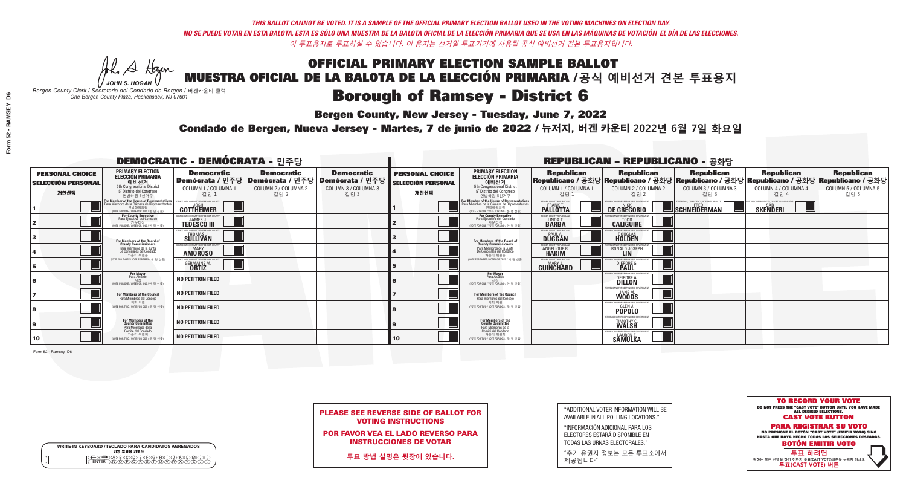*THIS BALLOT CANNOT BE VOTED. IT IS A SAMPLE OF THE OFFICIAL PRIMARY ELECTION BALLOT USED IN THE VOTING MACHINES ON ELECTION DAY.*
*NO SE PUEDE VOTAR EN ESTA BALOTA. ESTA ES SÓLO UNA MUESTRA DE LA BALOTA OFICIAL DE LA ELECCIÓN PRIMARIA QUE SE USA EN LAS MÁQUINAS DE VOTACIÓN EL DÍA DE LAS ELECCIONES.*
*이 투표용지로 투표하실 수 없습니다. 이 용지는 선거일 투표기기에 사용될 공식 예비선거 견본 투표용지입니다.*

JOHN S. HOGAN
*Bergen County Clerk / Secretario del Condado de Bergen / 버겐카운티 클럭*
*One Bergen County Plaza, Hackensack, NJ 07601*

# OFFICIAL PRIMARY ELECTION SAMPLE BALLOT
# MUESTRA OFICIAL DE LA BALOTA DE LA ELECCIÓN PRIMARIA /공식 예비선거 견본 투표용지

## Borough of Ramsey - District 6

**Bergen County, New Jersey - Tuesday, June 7, 2022**

**Condado de Bergen, Nueva Jersey - Martes, 7 de junio de 2022 / 뉴저지, 버겐 카운티 2022년 6월 7일 화요일**

### DEMOCRATIC - DEMÓCRATA - 민주당

| PERSONAL CHOICE / SELECCIÓN PERSONAL / 개인선택 | PRIMARY ELECTION / ELECCIÓN PRIMARIA / 예비선거 | Democratic / Demócrata / 민주당 COLUMN 1 / COLUMNA 1 / 칼럼 1 | Democratic / Demócrata / 민주당 COLUMN 2 / COLUMNA 2 / 칼럼 2 | Democratic / Demócrata / 민주당 COLUMN 3 / COLUMNA 3 / 칼럼 3 |
|---|---|---|---|---|
| 1 | For Member of the House of Representatives / Para Miembro de la Cámara de Representantes / 연방하원의원 (5th Congressional District / 5° Distrito del Congreso / 연방하원 5선거구) (VOTE FOR ONE / VOTE POR UNO / 한 명 선출) | JOSH GOTTHEIMER (Democratic Committee of Bergen County) | | |
| 2 | For County Executive / Para Ejecutivo del Condado / 카운티장 (VOTE FOR ONE / VOTE POR UNO / 한 명 선출) | JAMES J. TEDESCO III (Democratic Committee of Bergen County) | | |
| 3 | For Members of the Board of County Commissioners / Para Miembros de la Junta De Concejales del Condado / 카운티 위원들 (VOTE FOR THREE / VOTE POR TRES / 세 명 선출) | THOMAS J. SULLIVAN (Democratic Committee of Bergen County) | | |
| 4 | | MARY AMOROSO (Democratic Committee of Bergen County) | | |
| 5 | | GERMAINE M. ORTIZ (Democratic Committee of Bergen County) | | |
| 6 | For Mayor / Para Alcalde / 시장 (VOTE FOR ONE / VOTE POR UNO / 한 명 선출) | NO PETITION FILED | | |
| 7 | For Members of the Council / Para Miembros del Concejo / 의회 의원 (VOTE FOR TWO / VOTE POR DOS / 두 명 선출) | NO PETITION FILED | | |
| 8 | | NO PETITION FILED | | |
| 9 | For Members of the County Committee / Para Miembros de la Comité del Condado / 카운티 위원회 (VOTE FOR TWO / VOTE POR DOS / 두 명 선출) | NO PETITION FILED | | |
| 10 | | NO PETITION FILED | | |

### REPUBLICAN - REPUBLICANO - 공화당

| PERSONAL CHOICE / SELECCIÓN PERSONAL / 개인선택 | PRIMARY ELECTION / ELECCIÓN PRIMARIA / 예비선거 | Republican / Republicano / 공화당 COLUMN 1 / COLUMNA 1 / 칼럼 1 | Republican / Republicano / 공화당 COLUMN 2 / COLUMNA 2 / 칼럼 2 | Republican / Republicano / 공화당 COLUMN 3 / COLUMNA 3 / 칼럼 3 | Republican / Republicano / 공화당 COLUMN 4 / COLUMNA 4 / 칼럼 4 | Republican / Republicano / 공화당 COLUMN 5 / COLUMNA 5 / 칼럼 5 |
|---|---|---|---|---|---|---|
| 1 | For Member of the House of Representatives / Para Miembro de la Cámara de Representantes / 연방하원의원 (5th Congressional District / 5° Distrito del Congreso / 연방하원 5선거구) (VOTE FOR ONE / VOTE POR UNO / 한 명 선출) | FRANK T. PALLOTTA (Bergen County Republicans) | NICK DE GREGORIO (Republicans for Responsible Government) | FRED SCHNEIDERMAN (Experience, Competence, Integrity Results) | SAB SKENDERI (End Vaccine Mandates, Deport Illegal Aliens) | |
| 2 | For County Executive / Para Ejecutivo del Condado / 카운티장 (VOTE FOR ONE / VOTE POR UNO / 한 명 선출) | LINDA T. BARBA (Bergen County Republicans) | TODD CALIGUIRE (Republicans for Responsible Government) | | | |
| 3 | For Members of the Board of County Commissioners / Para Miembros de la Junta De Concejales del Condado / 카운티 위원들 (VOTE FOR THREE / VOTE POR TRES / 세 명 선출) | PAUL A. DUGGAN (Bergen County Republicans) | DOUGLAS HOLDEN (Republicans for Responsible Government) | | | |
| 4 | | ANGELIQUE R. HAKIM (Bergen County Republicans) | RONALD JOSEPH LIN (Republicans for Responsible Government) | | | |
| 5 | | MARY J. GUINCHARD (Bergen County Republicans) | DIERDRE G. PAUL (Republicans for Responsible Government) | | | |
| 6 | For Mayor / Para Alcalde / 시장 (VOTE FOR ONE / VOTE POR UNO / 한 명 선출) | | DEIRDRE A. DILLON (Republicans for Responsible Government) | | | |
| 7 | For Members of the Council / Para Miembros del Concejo / 의회 의원 (VOTE FOR TWO / VOTE POR DOS / 두 명 선출) | | JANE M. WOODS (Republicans for Responsible Government) | | | |
| 8 | | | GLEN J. POPOLO (Republicans for Responsible Government) | | | |
| 9 | For Members of the County Committee / Para Miembros de la Comité del Condado / 카운티 위원회 (VOTE FOR TWO / VOTE POR DOS / 두 명 선출) | | TIMOTHY C. WALSH (Republicans for Responsible Government) | | | |
| 10 | | | LAUREN Z. SAMULKA (Republicans for Responsible Government) | | | |

Form 52 - Ramsey D6

**WRITE-IN KEYBOARD /TECLADO PARA CANDIDATOS AGREGADOS / 기명 투표용 키보드**

**PLEASE SEE REVERSE SIDE OF BALLOT FOR VOTING INSTRUCTIONS**

**POR FAVOR VEA EL LADO REVERSO PARA INSTRUCCIONES DE VOTAR**

**투표 방법 설명은 뒷장에 있습니다.**

"ADDITIONAL VOTER INFORMATION WILL BE AVAILABLE IN ALL POLLING LOCATIONS."

"INFORMACIÓN ADICIONAL PARA LOS ELECTORES ESTARÁ DISPONIBLE EN TODAS LAS URNAS ELECTORALES."

"추가 유권자 정보는 모든 투표소에서 제공됩니다"

**TO RECORD YOUR VOTE**
DO NOT PRESS THE "CAST VOTE" BUTTON UNTIL YOU HAVE MADE ALL DESIRED SELECTIONS.
**CAST VOTE BUTTON**

**PARA REGISTRAR SU VOTO**
NO PRESIONE EL BOTÓN "CAST VOTE" (EMITIR VOTO) SINO HASTA QUE HAYA HECHO TODAS LAS SELECCIONES DESEADAS.
**BOTÓN EMITIR VOTO**

**투표 하려면**
원하는 모든 선택을 하기 전까지 투표(CAST VOTE)버튼을 누르지 마세요.
**투표(CAST VOTE) 버튼**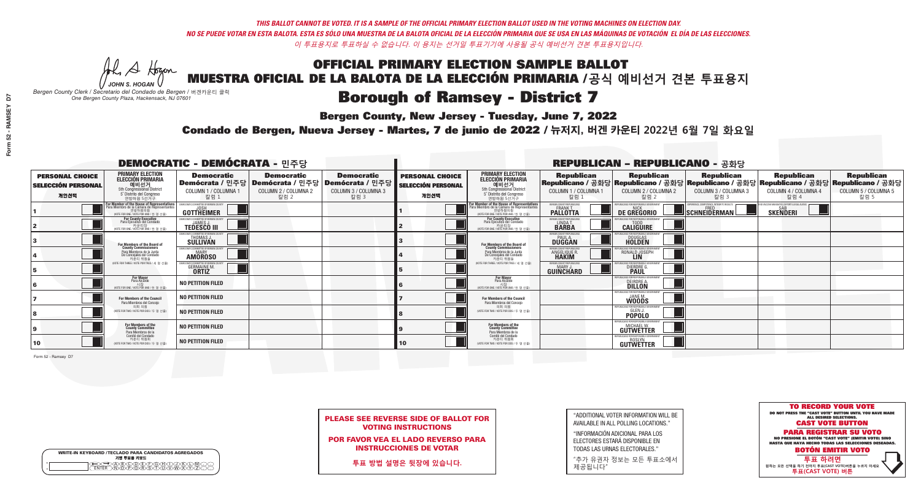THIS BALLOT CANNOT BE VOTED. IT IS A SAMPLE OF THE OFFICIAL PRIMARY ELECTION BALLOT USED IN THE VOTING MACHINES ON ELECTION DAY.

NO SE PUEDE VOTAR EN ESTA BALOTA. ESTA ES SÓLO UNA MUESTRA DE LA BALOTA OFICIAL DE LA ELECCIÓN PRIMARIA QUE SE USA EN LAS MÁQUINAS DE VOTACIÓN EL DÍA DE LAS ELECCIONES.

이 투표용지로 투표하실 수 없습니다. 이 용지는 선거일 투표기기에 사용될 공식 예비선거 견본 투표용지입니다.

JOHN S. HOGAN
Bergen County Clerk / Secretario del Condado de Bergen / 버겐카운티 클럭
One Bergen County Plaza, Hackensack, NJ 07601

# OFFICIAL PRIMARY ELECTION SAMPLE BALLOT
# MUESTRA OFICIAL DE LA BALOTA DE LA ELECCIÓN PRIMARIA /공식 예비선거 견본 투표용지
# Borough of Ramsey - District 7

**Bergen County, New Jersey - Tuesday, June 7, 2022**

**Condado de Bergen, Nueva Jersey - Martes, 7 de junio de 2022 / 뉴저지, 버겐 카운티 2022년 6월 7일 화요일**

## DEMOCRATIC - DEMÓCRATA - 민주당

| PERSONAL CHOICE / SELECCIÓN PERSONAL / 개인선택 | PRIMARY ELECTION / ELECCIÓN PRIMARIA / 예비선거 (5th Congressional District / 5° Distrito del Congreso / 연방하원 5선거구) | Democratic / Demócrata / 민주당 COLUMN 1 / COLUMNA 1 / 칼럼 1 | Democratic / Demócrata / 민주당 COLUMN 2 / COLUMNA 2 / 칼럼 2 | Democratic / Demócrata / 민주당 COLUMN 3 / COLUMNA 3 / 칼럼 3 |
|---|---|---|---|---|
| 1 | For Member of the House of Representatives / Para Miembro de la Cámara de Representantes / 연방하원의원 (VOTE FOR ONE / VOTE POR UNO / 한 명 선출) | JOSH GOTTHEIMER | | |
| 2 | For County Executive / Para Ejecutivo del Condado / 카운티장 (VOTE FOR ONE / VOTE POR UNO / 한 명 선출) | JAMES J. TEDESCO III | | |
| 3 | For Members of the Board of County Commissioners / Para Miembros de la Junta De Concejales del Condado / 카운티 위원들 (VOTE FOR THREE / VOTE POR TRES / 세 명 선출) | THOMAS J. SULLIVAN | | |
| 4 | | MARY AMOROSO | | |
| 5 | | GERMAINE M. ORTIZ | | |
| 6 | For Mayor / Para Alcalde / 시장 (VOTE FOR ONE / VOTE POR UNO / 한 명 선출) | NO PETITION FILED | | |
| 7 | For Members of the Council / Para Miembros del Concejo / 의회 의원 (VOTE FOR TWO / VOTE POR DOS / 두 명 선출) | NO PETITION FILED | | |
| 8 | | NO PETITION FILED | | |
| 9 | For Members of the County Committee / Para Miembros de la Comité del Condado / 카운티 위원회 (VOTE FOR TWO / VOTE POR DOS / 두 명 선출) | NO PETITION FILED | | |
| 10 | | NO PETITION FILED | | |

## REPUBLICAN - REPUBLICANO - 공화당

| PERSONAL CHOICE / SELECCIÓN PERSONAL / 개인선택 | PRIMARY ELECTION / ELECCIÓN PRIMARIA / 예비선거 (5th Congressional District / 5° Distrito del Congreso / 연방하원 5선거구) | Republican / Republicano / 공화당 COLUMN 1 / COLUMNA 1 / 칼럼 1 | Republican / Republicano / 공화당 COLUMN 2 / COLUMNA 2 / 칼럼 2 | Republican / Republicano / 공화당 COLUMN 3 / COLUMNA 3 / 칼럼 3 | Republican / Republicano / 공화당 COLUMN 4 / COLUMNA 4 / 칼럼 4 | Republican / Republicano / 공화당 COLUMN 5 / COLUMNA 5 / 칼럼 5 |
|---|---|---|---|---|---|---|
| 1 | For Member of the House of Representatives / Para Miembro de la Cámara de Representantes / 연방하원의원 (VOTE FOR ONE / VOTE POR UNO / 한 명 선출) | FRANK T. PALLOTTA | NICK DE GREGORIO | FRED SCHNEIDERMAN | SAB SKENDERI | |
| 2 | For County Executive / Para Ejecutivo del Condado / 카운티장 (VOTE FOR ONE / VOTE POR UNO / 한 명 선출) | LINDA T. BARBA | TODD CALIGUIRE | | | |
| 3 | For Members of the Board of County Commissioners / Para Miembros de la Junta De Concejales del Condado / 카운티 위원들 (VOTE FOR THREE / VOTE POR TRES / 세 명 선출) | PAUL A. DUGGAN | DOUGLAS HOLDEN | | | |
| 4 | | ANGELIQUE R. HAKIM | RONALD JOSEPH LIN | | | |
| 5 | | MARY J. GUINCHARD | DIERDRE G. PAUL | | | |
| 6 | For Mayor / Para Alcalde / 시장 (VOTE FOR ONE / VOTE POR UNO / 한 명 선출) | | DEIRDRE A. DILLON | | | |
| 7 | For Members of the Council / Para Miembros del Concejo / 의회 의원 (VOTE FOR TWO / VOTE POR DOS / 두 명 선출) | | JANE M. WOODS | | | |
| 8 | | | GLEN J. POPOLO | | | |
| 9 | For Members of the County Committee / Para Miembros de la Comité del Condado / 카운티 위원회 (VOTE FOR TWO / VOTE POR DOS / 두 명 선출) | | MICHAEL W. GUTWETTER | | | |
| 10 | | | ROSLYN GUTWETTER | | | |

Form 52 - Ramsey D7

**PLEASE SEE REVERSE SIDE OF BALLOT FOR VOTING INSTRUCTIONS**

**POR FAVOR VEA EL LADO REVERSO PARA INSTRUCCIONES DE VOTAR**

**투표 방법 설명은 뒷장에 있습니다.**

"ADDITIONAL VOTER INFORMATION WILL BE AVAILABLE IN ALL POLLING LOCATIONS."

"INFORMACIÓN ADICIONAL PARA LOS ELECTORES ESTARÁ DISPONIBLE EN TODAS LAS URNAS ELECTORALES."

"추가 유권자 정보는 모든 투표소에서 제공됩니다"

WRITE-IN KEYBOARD /TECLADO PARA CANDIDATOS AGREGADOS
기명 투표용 키보드

**TO RECORD YOUR VOTE**
DO NOT PRESS THE "CAST VOTE" BUTTON UNTIL YOU HAVE MADE ALL DESIRED SELECTIONS.
**CAST VOTE BUTTON**

**PARA REGISTRAR SU VOTO**
NO PRESIONE EL BOTÓN "CAST VOTE" (EMITIR VOTO) SINO HASTA QUE HAYA HECHO TODAS LAS SELECCIONES DESEADAS.
**BOTÓN EMITIR VOTO**

**투표 하려면**
원하는 모든 선택을 하기 전까지 투표(CAST VOTE)버튼을 누르지 마세요
**투표(CAST VOTE) 버튼**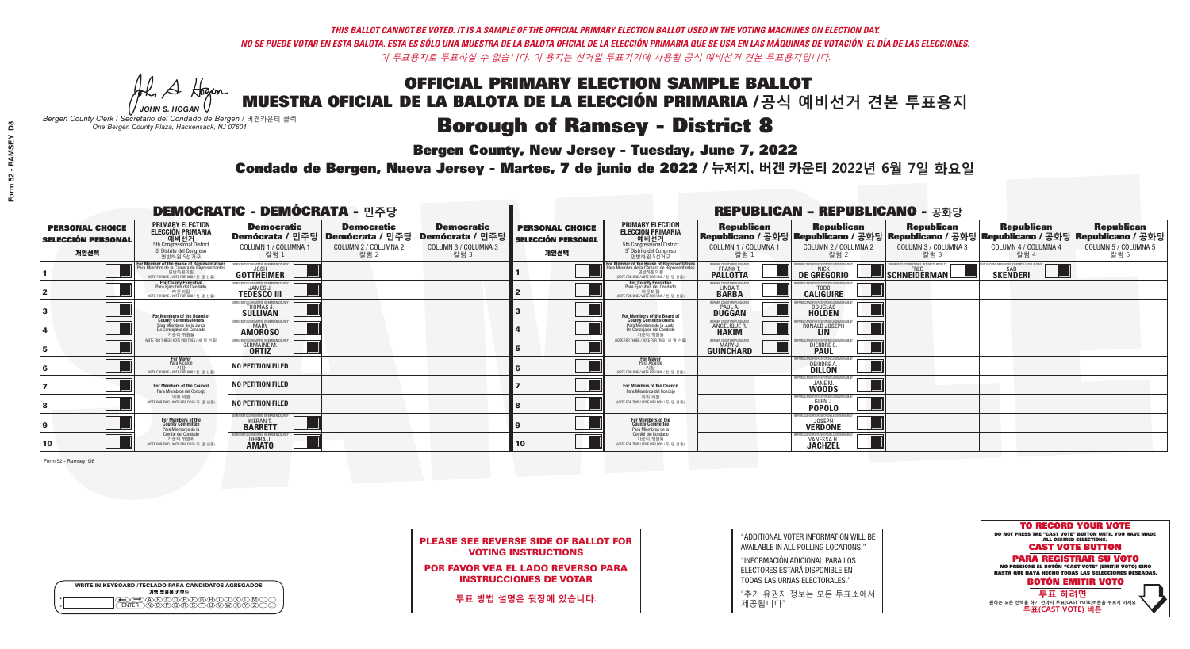*THIS BALLOT CANNOT BE VOTED. IT IS A SAMPLE OF THE OFFICIAL PRIMARY ELECTION BALLOT USED IN THE VOTING MACHINES ON ELECTION DAY.*
*NO SE PUEDE VOTAR EN ESTA BALOTA. ESTA ES SÓLO UNA MUESTRA DE LA BALOTA OFICIAL DE LA ELECCIÓN PRIMARIA QUE SE USA EN LAS MÁQUINAS DE VOTACIÓN EL DÍA DE LAS ELECCIONES.*
*이 투표용지로 투표하실 수 없습니다. 이 용지는 선거일 투표기기에 사용될 공식 예비선거 견본 투표용지입니다.*

JOHN S. HOGAN
Bergen County Clerk / Secretario del Condado de Bergen / 버겐카운티 클럭
One Bergen County Plaza, Hackensack, NJ 07601

# OFFICIAL PRIMARY ELECTION SAMPLE BALLOT
# MUESTRA OFICIAL DE LA BALOTA DE LA ELECCIÓN PRIMARIA /공식 예비선거 견본 투표용지

## Borough of Ramsey - District 8

**Bergen County, New Jersey - Tuesday, June 7, 2022**

**Condado de Bergen, Nueva Jersey - Martes, 7 de junio de 2022 / 뉴저지, 버겐 카운티 2022년 6월 7일 화요일**

### DEMOCRATIC - DEMÓCRATA - 민주당

| PERSONAL CHOICE / SELECCIÓN PERSONAL / 개인선택 | PRIMARY ELECTION / ELECCIÓN PRIMARIA / 예비선거 | Democratic / Demócrata / 민주당 COLUMN 1 / COLUMNA 1 / 칼럼 1 | Democratic / Demócrata / 민주당 COLUMN 2 / COLUMNA 2 / 칼럼 2 | Democratic / Demócrata / 민주당 COLUMN 3 / COLUMNA 3 / 칼럼 3 |
|---|---|---|---|---|
| 1 | For Member of the House of Representatives / Para Miembro de la Cámara de Representantes / 연방하원의원 5th Congressional District / 5° Distrito del Congreso / 연방하원 5선거구 (VOTE FOR ONE / VOTE POR UNO / 한 명 선출) | JOSH GOTTHEIMER | | |
| 2 | For County Executive / Para Ejecutivo del Condado / 카운티장 (VOTE FOR ONE / VOTE POR UNO / 한 명 선출) | JAMES J. TEDESCO III | | |
| 3 | For Members of the Board of County Commissioners / Para Miembros de la Junta De Concejales del Condado / 카운티 위원들 (VOTE FOR THREE / VOTE POR TRES / 세 명 선출) | THOMAS J. SULLIVAN | | |
| 4 | | MARY AMOROSO | | |
| 5 | | GERMAINE M. ORTIZ | | |
| 6 | For Mayor / Para Alcalde / 시장 (VOTE FOR ONE / VOTE POR UNO / 한 명 선출) | NO PETITION FILED | | |
| 7 | For Members of the Council / Para Miembros del Concejo / 의회 의원 (VOTE FOR TWO / VOTE POR DOS / 두 명 선출) | NO PETITION FILED | | |
| 8 | | NO PETITION FILED | | |
| 9 | For Members of the County Committee / Para Miembros de la Comité del Condado / 카운티 위원회 (VOTE FOR TWO / VOTE POR DOS / 두 명 선출) | KIERAN T. BARRETT | | |
| 10 | | DEBRA J. AMATO | | |

### REPUBLICAN - REPUBLICANO - 공화당

| PERSONAL CHOICE / SELECCIÓN PERSONAL / 개인선택 | PRIMARY ELECTION / ELECCIÓN PRIMARIA / 예비선거 | Republican / Republicano / 공화당 COLUMN 1 / COLUMNA 1 / 칼럼 1 | Republican / Republicano / 공화당 COLUMN 2 / COLUMNA 2 / 칼럼 2 | Republican / Republicano / 공화당 COLUMN 3 / COLUMNA 3 / 칼럼 3 | Republican / Republicano / 공화당 COLUMN 4 / COLUMNA 4 / 칼럼 4 | Republican / Republicano / 공화당 COLUMN 5 / COLUMNA 5 / 칼럼 5 |
|---|---|---|---|---|---|---|
| 1 | For Member of the House of Representatives / Para Miembro de la Cámara de Representantes / 연방하원의원 5th Congressional District / 5° Distrito del Congreso / 연방하원 5선거구 (VOTE FOR ONE / VOTE POR UNO / 한 명 선출) | FRANK T. PALLOTTA | NICK DE GREGORIO | FRED SCHNEIDERMAN | SAB SKENDERI | |
| 2 | For County Executive / Para Ejecutivo del Condado / 카운티장 (VOTE FOR ONE / VOTE POR UNO / 한 명 선출) | LINDA T. BARBA | TODD CALIGUIRE | | | |
| 3 | For Members of the Board of County Commissioners / Para Miembros de la Junta De Concejales del Condado / 카운티 위원들 (VOTE FOR THREE / VOTE POR TRES / 세 명 선출) | PAUL A. DUGGAN | DOUGLAS HOLDEN | | | |
| 4 | | ANGELIQUE R. HAKIM | RONALD JOSEPH LIN | | | |
| 5 | | MARY J. GUINCHARD | DIERDRE G. PAUL | | | |
| 6 | For Mayor / Para Alcalde / 시장 (VOTE FOR ONE / VOTE POR UNO / 한 명 선출) | | DEIRDRE A. DILLON | | | |
| 7 | For Members of the Council / Para Miembros del Concejo / 의회 의원 (VOTE FOR TWO / VOTE POR DOS / 두 명 선출) | | JANE M. WOODS | | | |
| 8 | | | GLEN J. POPOLO | | | |
| 9 | For Members of the County Committee / Para Miembros de la Comité del Condado / 카운티 위원회 (VOTE FOR TWO / VOTE POR DOS / 두 명 선출) | | JOSEPH VERDONE | | | |
| 10 | | | VANESSA H. JACHZEL | | | |

Form 52 - Ramsey D8

WRITE-IN KEYBOARD /TECLADO PARA CANDIDATOS AGREGADOS / 기명 투표용 키보드

**PLEASE SEE REVERSE SIDE OF BALLOT FOR VOTING INSTRUCTIONS**

**POR FAVOR VEA EL LADO REVERSO PARA INSTRUCCIONES DE VOTAR**

**투표 방법 설명은 뒷장에 있습니다.**

"ADDITIONAL VOTER INFORMATION WILL BE AVAILABLE IN ALL POLLING LOCATIONS."

"INFORMACIÓN ADICIONAL PARA LOS ELECTORES ESTARÁ DISPONIBLE EN TODAS LAS URNAS ELECTORALES."

"추가 유권자 정보는 모든 투표소에서 제공됩니다"

**TO RECORD YOUR VOTE**
DO NOT PRESS THE "CAST VOTE" BUTTON UNTIL YOU HAVE MADE ALL DESIRED SELECTIONS.
**CAST VOTE BUTTON**
**PARA REGISTRAR SU VOTO**
NO PRESIONE EL BOTÓN "CAST VOTE" (EMITIR VOTO) SINO HASTA QUE HAYA HECHO TODAS LAS SELECCIONES DESEADAS.
**BOTÓN EMITIR VOTO**
**투표 하려면**
원하는 모든 선택을 하기 전까지 투표(CAST VOTE)버튼을 누르지 마세요
**투표(CAST VOTE) 버튼**